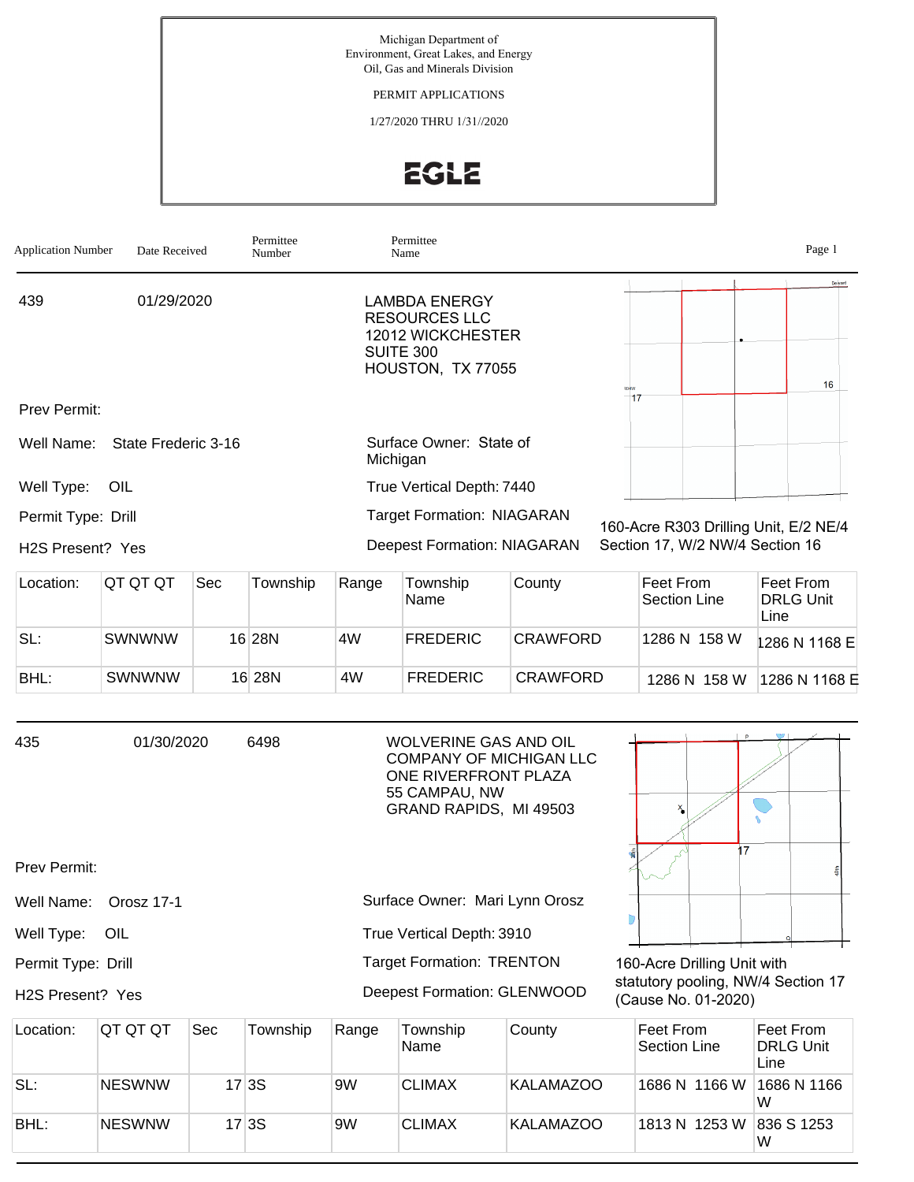Michigan Department of
Environment, Great Lakes, and Energy
Oil, Gas and Minerals Division

PERMIT APPLICATIONS

1/27/2020 THRU 1/31//2020

EGLE

| Application Number | Date Received | Permittee Number | Permittee Name |
|---|---|---|---|

---

**439** | 01/29/2020

LAMBDA ENERGY RESOURCES LLC
12012 WICKCHESTER
SUITE 300
HOUSTON, TX 77055

Prev Permit:

Well Name: State Frederic 3-16

Well Type: OIL

Permit Type: Drill

H2S Present? Yes

Surface Owner: State of Michigan

True Vertical Depth: 7440

Target Formation: NIAGARAN

Deepest Formation: NIAGARAN

160-Acre R303 Drilling Unit, E/2 NE/4 Section 17, W/2 NW/4 Section 16

| Location: | QT QT QT | Sec | Township | Range | Township Name | County | Feet From Section Line | Feet From DRLG Unit Line |
|---|---|---|---|---|---|---|---|---|
| SL: | SWNWNW | 16 | 28N | 4W | FREDERIC | CRAWFORD | 1286 N 158 W | 1286 N 1168 E |
| BHL: | SWNWNW | 16 | 28N | 4W | FREDERIC | CRAWFORD | 1286 N 158 W | 1286 N 1168 E |

---

**435** | 01/30/2020 | 6498

WOLVERINE GAS AND OIL COMPANY OF MICHIGAN LLC
ONE RIVERFRONT PLAZA
55 CAMPAU, NW
GRAND RAPIDS, MI 49503

Prev Permit:

Well Name: Orosz 17-1

Well Type: OIL

Permit Type: Drill

H2S Present? Yes

Surface Owner: Mari Lynn Orosz

True Vertical Depth: 3910

Target Formation: TRENTON

Deepest Formation: GLENWOOD

160-Acre Drilling Unit with statutory pooling, NW/4 Section 17 (Cause No. 01-2020)

| Location: | QT QT QT | Sec | Township | Range | Township Name | County | Feet From Section Line | Feet From DRLG Unit Line |
|---|---|---|---|---|---|---|---|---|
| SL: | NESWNW | 17 | 3S | 9W | CLIMAX | KALAMAZOO | 1686 N 1166 W | 1686 N 1166 W |
| BHL: | NESWNW | 17 | 3S | 9W | CLIMAX | KALAMAZOO | 1813 N 1253 W | 836 S 1253 W |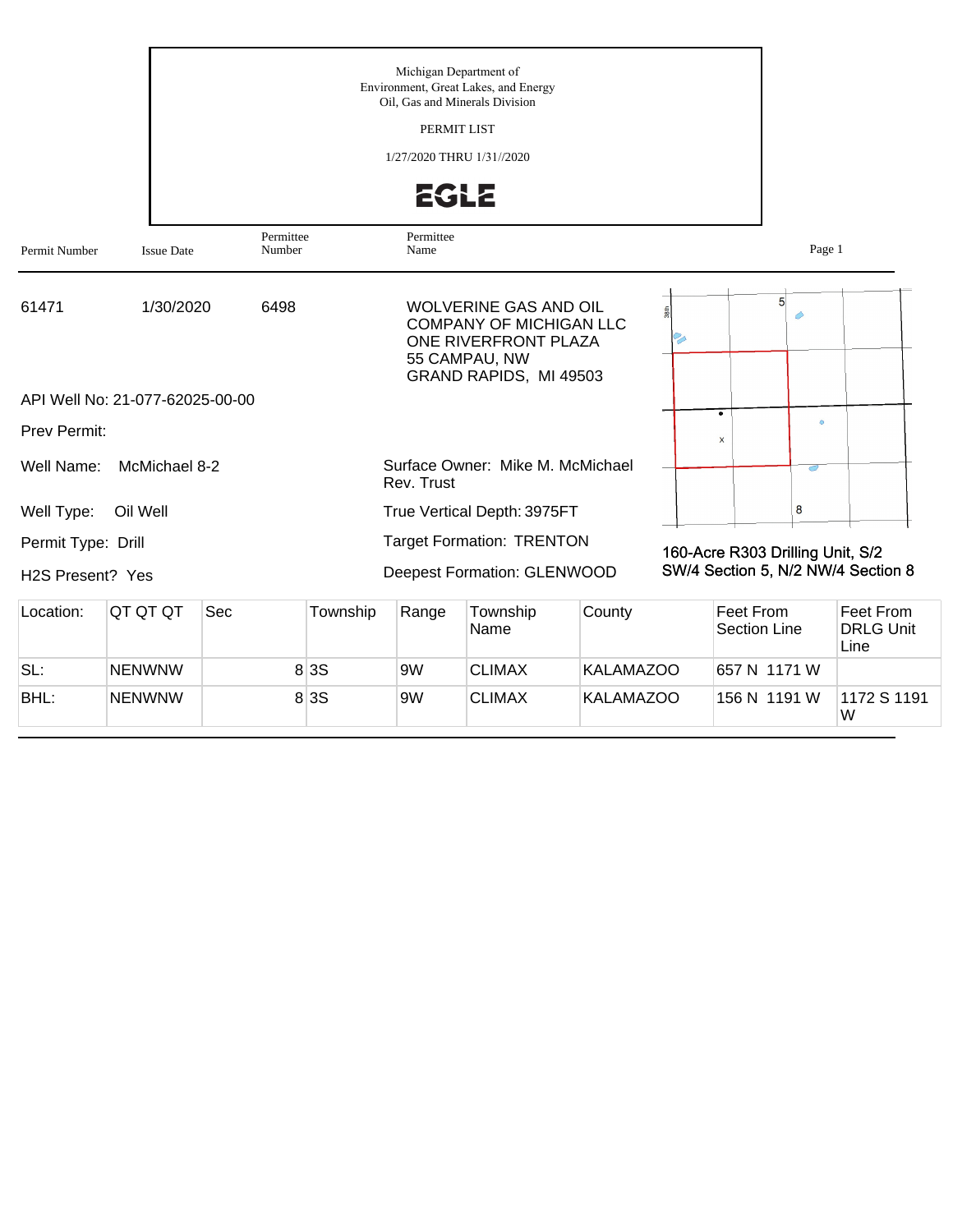Michigan Department of
Environment, Great Lakes, and Energy
Oil, Gas and Minerals Division

PERMIT LIST

1/27/2020 THRU 1/31//2020

EGLE

| Permit Number | Issue Date | Permittee Number | Permittee Name |
|---|---|---|---|
| 61471 | 1/30/2020 | 6498 | WOLVERINE GAS AND OIL COMPANY OF MICHIGAN LLC<br>ONE RIVERFRONT PLAZA<br>55 CAMPAU, NW<br>GRAND RAPIDS, MI 49503 |

API Well No: 21-077-62025-00-00

Prev Permit:

Well Name: McMichael 8-2

Surface Owner: Mike M. McMichael Rev. Trust

Well Type: Oil Well

True Vertical Depth: 3975FT

Permit Type: Drill

Target Formation: TRENTON

H2S Present? Yes

Deepest Formation: GLENWOOD

160-Acre R303 Drilling Unit, S/2 SW/4 Section 5, N/2 NW/4 Section 8

| Location: | QT QT QT | Sec | Township | Range | Township Name | County | Feet From Section Line | Feet From DRLG Unit Line |
|---|---|---|---|---|---|---|---|---|
| SL: | NENWNW | 8 | 3S | 9W | CLIMAX | KALAMAZOO | 657 N 1171 W | |
| BHL: | NENWNW | 8 | 3S | 9W | CLIMAX | KALAMAZOO | 156 N 1191 W | 1172 S 1191 W |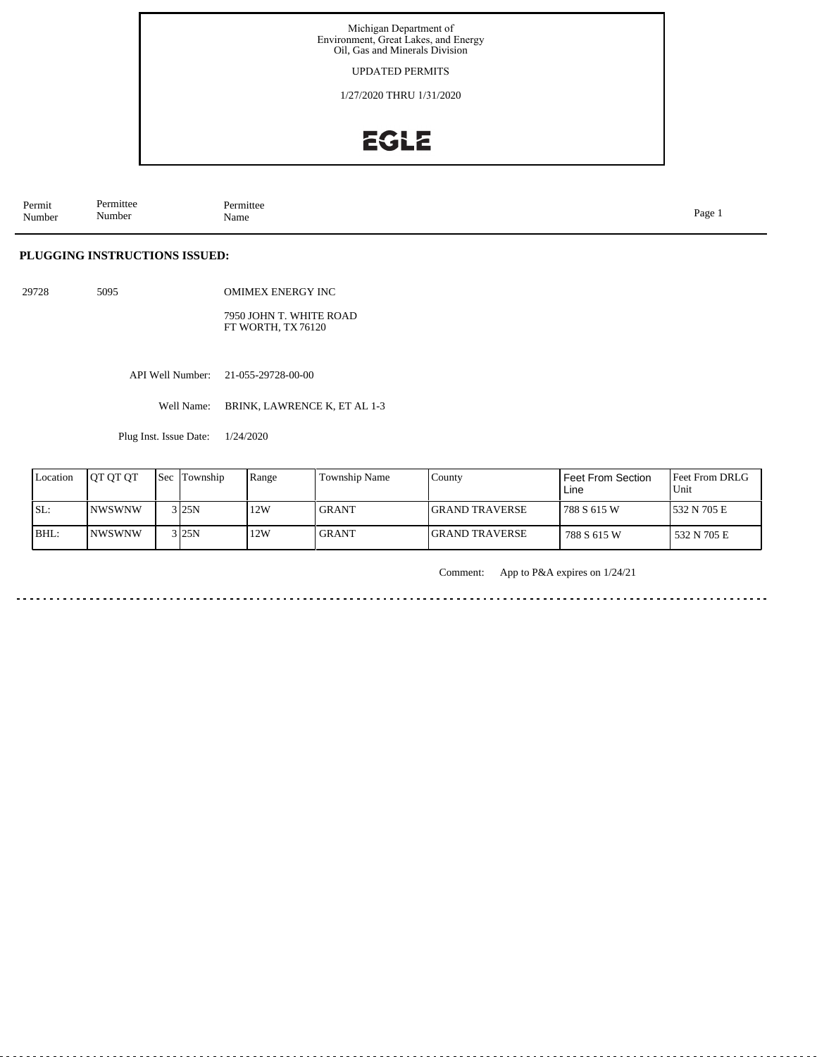Michigan Department of
Environment, Great Lakes, and Energy
Oil, Gas and Minerals Division

UPDATED PERMITS

1/27/2020 THRU 1/31/2020

EGLE

| Permit Number | Permittee Number | Permittee Name |
|---|---|---|

## PLUGGING INSTRUCTIONS ISSUED:

29728 5095 OMIMEX ENERGY INC

7950 JOHN T. WHITE ROAD
FT WORTH, TX 76120

API Well Number: 21-055-29728-00-00

Well Name: BRINK, LAWRENCE K, ET AL 1-3

Plug Inst. Issue Date: 1/24/2020

| Location | QT QT QT | Sec | Township | Range | Township Name | County | Feet From Section Line | Feet From DRLG Unit |
|---|---|---|---|---|---|---|---|---|
| SL: | NWSWNW | 3 | 25N | 12W | GRANT | GRAND TRAVERSE | 788 S 615 W | 532 N 705 E |
| BHL: | NWSWNW | 3 | 25N | 12W | GRANT | GRAND TRAVERSE | 788 S 615 W | 532 N 705 E |

Comment: App to P&A expires on 1/24/21